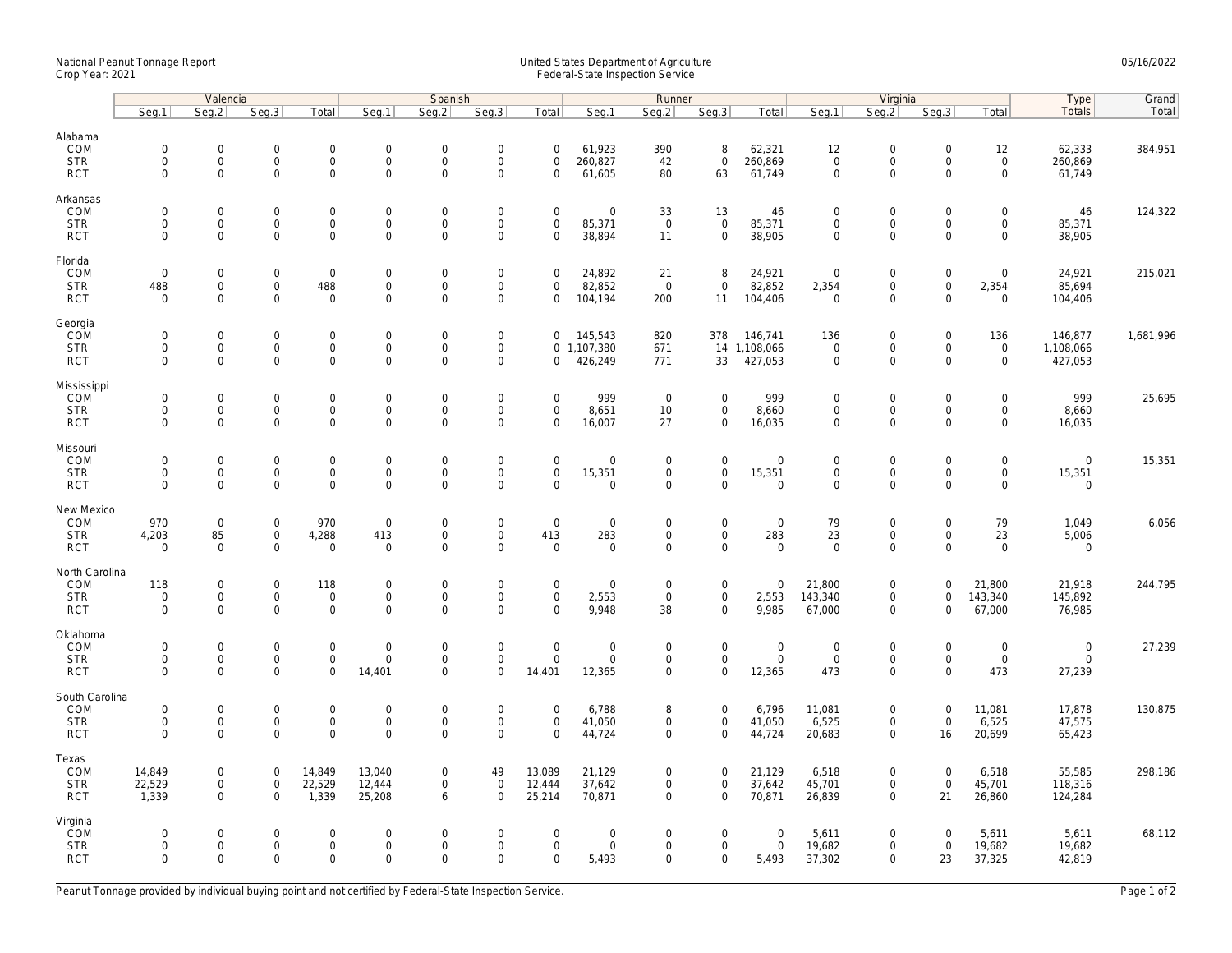National Peanut Tonnage Report
Crop Year: 2021

United States Department of Agriculture
Federal-State Inspection Service

05/16/2022

| | Valencia | | | | Spanish | | | | Runner | | | | Virginia | | | | Type | Grand |
|---|---|---|---|---|---|---|---|---|---|---|---|---|---|---|---|---|---|---|
| | Seg.1 | Seg.2 | Seg.3 | Total | Seg.1 | Seg.2 | Seg.3 | Total | Seg.1 | Seg.2 | Seg.3 | Total | Seg.1 | Seg.2 | Seg.3 | Total | Totals | Total |
| **Alabama** | | | | | | | | | | | | | | | | | | |
| COM | 0 | 0 | 0 | 0 | 0 | 0 | 0 | 0 | 61,923 | 390 | 8 | 62,321 | 12 | 0 | 0 | 12 | 62,333 | 384,951 |
| STR | 0 | 0 | 0 | 0 | 0 | 0 | 0 | 0 | 260,827 | 42 | 0 | 260,869 | 0 | 0 | 0 | 0 | 260,869 | |
| RCT | 0 | 0 | 0 | 0 | 0 | 0 | 0 | 0 | 61,605 | 80 | 63 | 61,749 | 0 | 0 | 0 | 0 | 61,749 | |
| **Arkansas** | | | | | | | | | | | | | | | | | | |
| COM | 0 | 0 | 0 | 0 | 0 | 0 | 0 | 0 | 0 | 33 | 13 | 46 | 0 | 0 | 0 | 0 | 46 | 124,322 |
| STR | 0 | 0 | 0 | 0 | 0 | 0 | 0 | 0 | 85,371 | 0 | 0 | 85,371 | 0 | 0 | 0 | 0 | 85,371 | |
| RCT | 0 | 0 | 0 | 0 | 0 | 0 | 0 | 0 | 38,894 | 11 | 0 | 38,905 | 0 | 0 | 0 | 0 | 38,905 | |
| **Florida** | | | | | | | | | | | | | | | | | | |
| COM | 0 | 0 | 0 | 0 | 0 | 0 | 0 | 0 | 24,892 | 21 | 8 | 24,921 | 0 | 0 | 0 | 0 | 24,921 | 215,021 |
| STR | 488 | 0 | 0 | 488 | 0 | 0 | 0 | 0 | 82,852 | 0 | 0 | 82,852 | 2,354 | 0 | 0 | 2,354 | 85,694 | |
| RCT | 0 | 0 | 0 | 0 | 0 | 0 | 0 | 0 | 104,194 | 200 | 11 | 104,406 | 0 | 0 | 0 | 0 | 104,406 | |
| **Georgia** | | | | | | | | | | | | | | | | | | |
| COM | 0 | 0 | 0 | 0 | 0 | 0 | 0 | 0 | 145,543 | 820 | 378 | 146,741 | 136 | 0 | 0 | 136 | 146,877 | 1,681,996 |
| STR | 0 | 0 | 0 | 0 | 0 | 0 | 0 | 0 | 1,107,380 | 671 | 14 | 1,108,066 | 0 | 0 | 0 | 0 | 1,108,066 | |
| RCT | 0 | 0 | 0 | 0 | 0 | 0 | 0 | 0 | 426,249 | 771 | 33 | 427,053 | 0 | 0 | 0 | 0 | 427,053 | |
| **Mississippi** | | | | | | | | | | | | | | | | | | |
| COM | 0 | 0 | 0 | 0 | 0 | 0 | 0 | 0 | 999 | 0 | 0 | 999 | 0 | 0 | 0 | 0 | 999 | 25,695 |
| STR | 0 | 0 | 0 | 0 | 0 | 0 | 0 | 0 | 8,651 | 10 | 0 | 8,660 | 0 | 0 | 0 | 0 | 8,660 | |
| RCT | 0 | 0 | 0 | 0 | 0 | 0 | 0 | 0 | 16,007 | 27 | 0 | 16,035 | 0 | 0 | 0 | 0 | 16,035 | |
| **Missouri** | | | | | | | | | | | | | | | | | | |
| COM | 0 | 0 | 0 | 0 | 0 | 0 | 0 | 0 | 0 | 0 | 0 | 0 | 0 | 0 | 0 | 0 | 0 | 15,351 |
| STR | 0 | 0 | 0 | 0 | 0 | 0 | 0 | 0 | 15,351 | 0 | 0 | 15,351 | 0 | 0 | 0 | 0 | 15,351 | |
| RCT | 0 | 0 | 0 | 0 | 0 | 0 | 0 | 0 | 0 | 0 | 0 | 0 | 0 | 0 | 0 | 0 | 0 | |
| **New Mexico** | | | | | | | | | | | | | | | | | | |
| COM | 970 | 0 | 0 | 970 | 0 | 0 | 0 | 0 | 0 | 0 | 0 | 0 | 79 | 0 | 0 | 79 | 1,049 | 6,056 |
| STR | 4,203 | 85 | 0 | 4,288 | 413 | 0 | 0 | 413 | 283 | 0 | 0 | 283 | 23 | 0 | 0 | 23 | 5,006 | |
| RCT | 0 | 0 | 0 | 0 | 0 | 0 | 0 | 0 | 0 | 0 | 0 | 0 | 0 | 0 | 0 | 0 | 0 | |
| **North Carolina** | | | | | | | | | | | | | | | | | | |
| COM | 118 | 0 | 0 | 118 | 0 | 0 | 0 | 0 | 0 | 0 | 0 | 0 | 21,800 | 0 | 0 | 21,800 | 21,918 | 244,795 |
| STR | 0 | 0 | 0 | 0 | 0 | 0 | 0 | 0 | 2,553 | 0 | 0 | 2,553 | 143,340 | 0 | 0 | 143,340 | 145,892 | |
| RCT | 0 | 0 | 0 | 0 | 0 | 0 | 0 | 0 | 9,948 | 38 | 0 | 9,985 | 67,000 | 0 | 0 | 67,000 | 76,985 | |
| **Oklahoma** | | | | | | | | | | | | | | | | | | |
| COM | 0 | 0 | 0 | 0 | 0 | 0 | 0 | 0 | 0 | 0 | 0 | 0 | 0 | 0 | 0 | 0 | 0 | 27,239 |
| STR | 0 | 0 | 0 | 0 | 0 | 0 | 0 | 0 | 0 | 0 | 0 | 0 | 0 | 0 | 0 | 0 | 0 | |
| RCT | 0 | 0 | 0 | 0 | 14,401 | 0 | 0 | 14,401 | 12,365 | 0 | 0 | 12,365 | 473 | 0 | 0 | 473 | 27,239 | |
| **South Carolina** | | | | | | | | | | | | | | | | | | |
| COM | 0 | 0 | 0 | 0 | 0 | 0 | 0 | 0 | 6,788 | 8 | 0 | 6,796 | 11,081 | 0 | 0 | 11,081 | 17,878 | 130,875 |
| STR | 0 | 0 | 0 | 0 | 0 | 0 | 0 | 0 | 41,050 | 0 | 0 | 41,050 | 6,525 | 0 | 0 | 6,525 | 47,575 | |
| RCT | 0 | 0 | 0 | 0 | 0 | 0 | 0 | 0 | 44,724 | 0 | 0 | 44,724 | 20,683 | 0 | 16 | 20,699 | 65,423 | |
| **Texas** | | | | | | | | | | | | | | | | | | |
| COM | 14,849 | 0 | 0 | 14,849 | 13,040 | 0 | 49 | 13,089 | 21,129 | 0 | 0 | 21,129 | 6,518 | 0 | 0 | 6,518 | 55,585 | 298,186 |
| STR | 22,529 | 0 | 0 | 22,529 | 12,444 | 0 | 0 | 12,444 | 37,642 | 0 | 0 | 37,642 | 45,701 | 0 | 0 | 45,701 | 118,316 | |
| RCT | 1,339 | 0 | 0 | 1,339 | 25,208 | 6 | 0 | 25,214 | 70,871 | 0 | 0 | 70,871 | 26,839 | 0 | 21 | 26,860 | 124,284 | |
| **Virginia** | | | | | | | | | | | | | | | | | | |
| COM | 0 | 0 | 0 | 0 | 0 | 0 | 0 | 0 | 0 | 0 | 0 | 0 | 5,611 | 0 | 0 | 5,611 | 5,611 | 68,112 |
| STR | 0 | 0 | 0 | 0 | 0 | 0 | 0 | 0 | 0 | 0 | 0 | 0 | 19,682 | 0 | 0 | 19,682 | 19,682 | |
| RCT | 0 | 0 | 0 | 0 | 0 | 0 | 0 | 0 | 5,493 | 0 | 0 | 5,493 | 37,302 | 0 | 23 | 37,325 | 42,819 | |

Peanut Tonnage provided by individual buying point and not certified by Federal-State Inspection Service.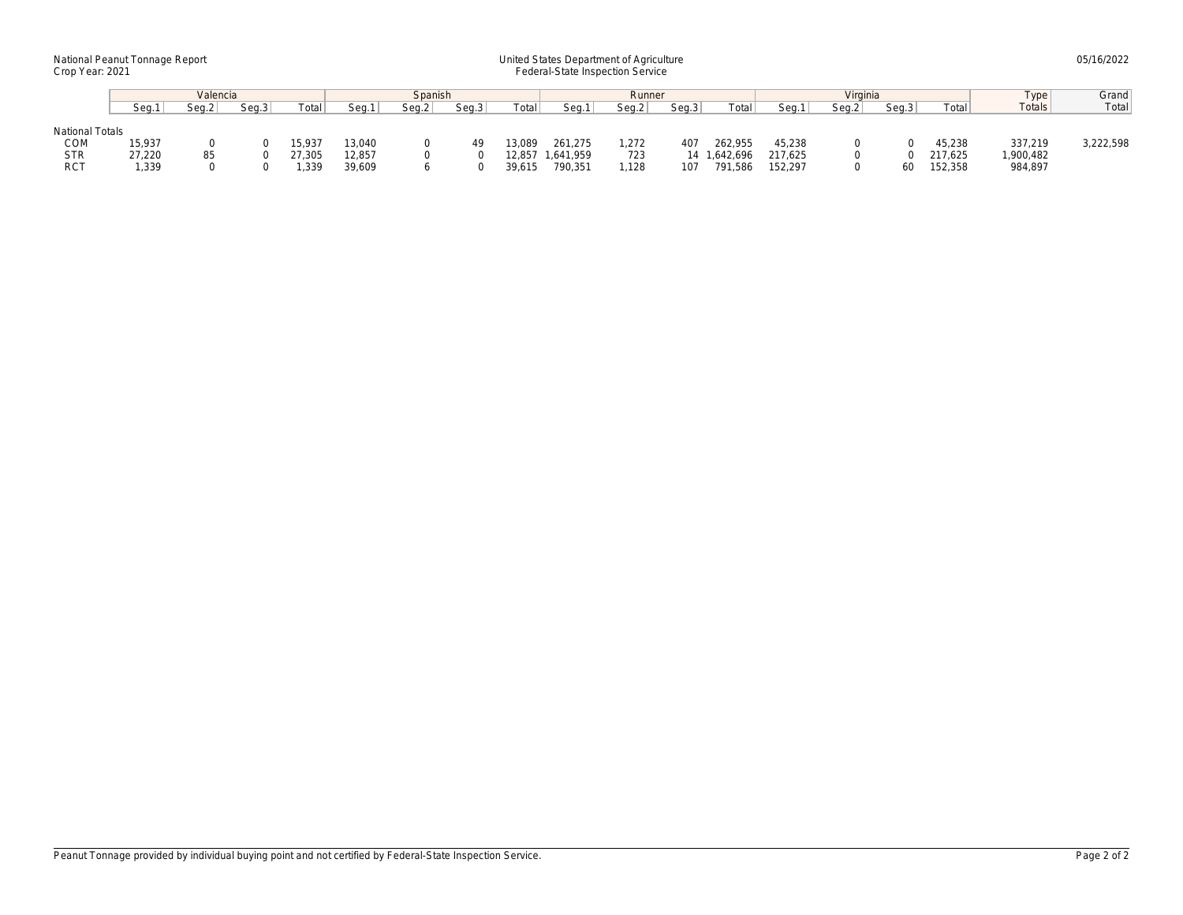National Peanut Tonnage Report
Crop Year: 2021

United States Department of Agriculture
Federal-State Inspection Service

05/16/2022

| | Valencia | | | | Spanish | | | | Runner | | | | Virginia | | | | Type | Grand |
|---|---|---|---|---|---|---|---|---|---|---|---|---|---|---|---|---|---|---|
| | Seg.1 | Seg.2 | Seg.3 | Total | Seg.1 | Seg.2 | Seg.3 | Total | Seg.1 | Seg.2 | Seg.3 | Total | Seg.1 | Seg.2 | Seg.3 | Total | Totals | Total |
| National Totals | | | | | | | | | | | | | | | | | | |
| COM | 15,937 | 0 | 0 | 15,937 | 13,040 | 0 | 49 | 13,089 | 261,275 | 1,272 | 407 | 262,955 | 45,238 | 0 | 0 | 45,238 | 337,219 | 3,222,598 |
| STR | 27,220 | 85 | 0 | 27,305 | 12,857 | 0 | 0 | 12,857 | 1,641,959 | 723 | 14 | 1,642,696 | 217,625 | 0 | 0 | 217,625 | 1,900,482 | |
| RCT | 1,339 | 0 | 0 | 1,339 | 39,609 | 6 | 0 | 39,615 | 790,351 | 1,128 | 107 | 791,586 | 152,297 | 0 | 60 | 152,358 | 984,897 | |

Peanut Tonnage provided by individual buying point and not certified by Federal-State Inspection Service.